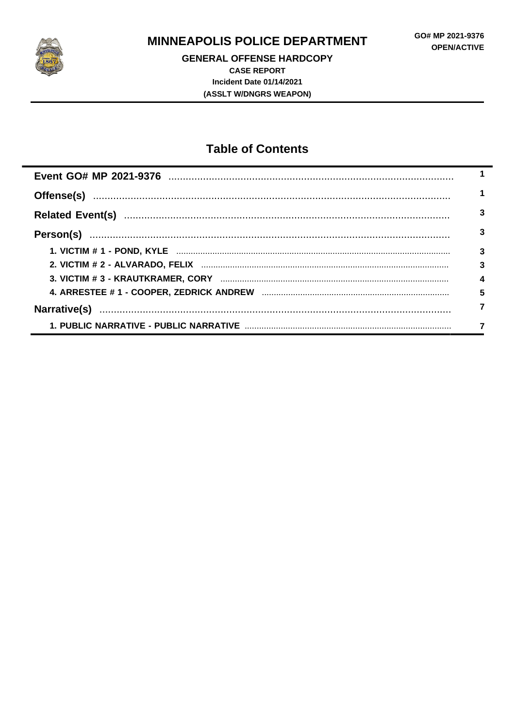# MINNEAPOLIS POLICE DEPARTMENT

GO# MP 2021-9376
OPEN/ACTIVE

## GENERAL OFFENSE HARDCOPY

**CASE REPORT**
**Incident Date 01/14/2021**
**(ASSLT W/DNGRS WEAPON)**

## Table of Contents

| | |
|---|---|
| **Event GO# MP 2021-9376** | 1 |
| **Offense(s)** | 1 |
| **Related Event(s)** | 3 |
| **Person(s)** | 3 |
| 1. VICTIM # 1 - POND, KYLE | 3 |
| 2. VICTIM # 2 - ALVARADO, FELIX | 3 |
| 3. VICTIM # 3 - KRAUTKRAMER, CORY | 4 |
| 4. ARRESTEE # 1 - COOPER, ZEDRICK ANDREW | 5 |
| **Narrative(s)** | 7 |
| 1. PUBLIC NARRATIVE - PUBLIC NARRATIVE | 7 |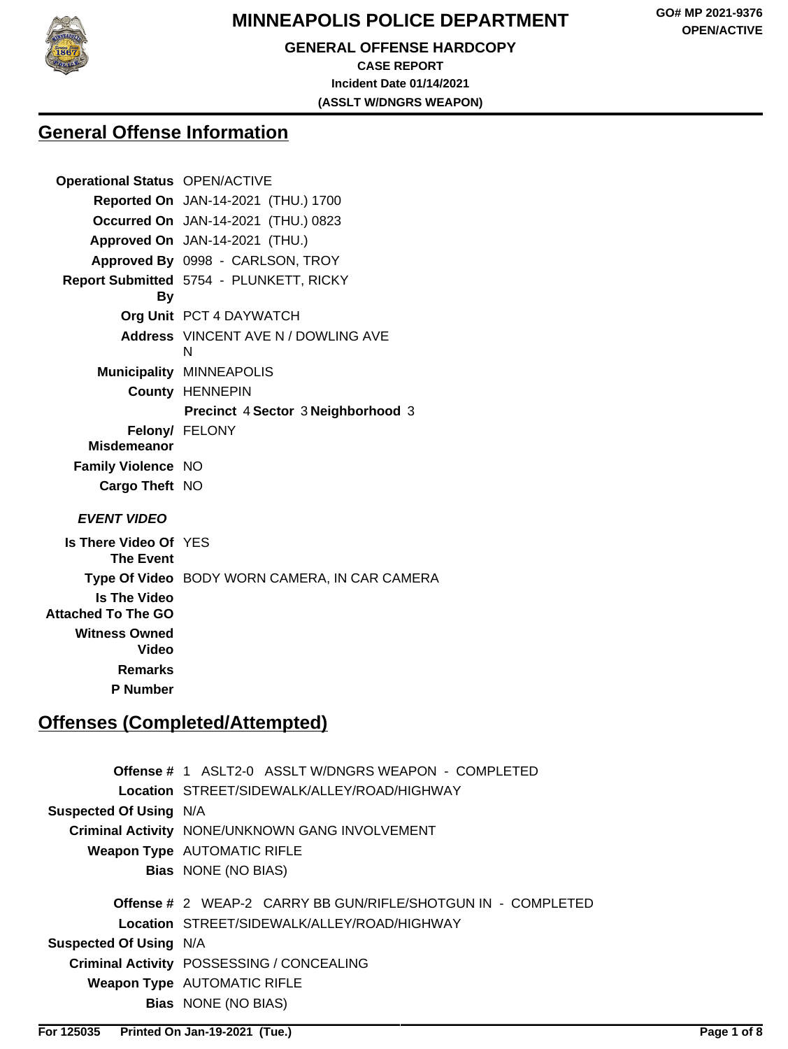# MINNEAPOLIS POLICE DEPARTMENT

GO# MP 2021-9376
OPEN/ACTIVE

**GENERAL OFFENSE HARDCOPY**
**CASE REPORT**
**Incident Date 01/14/2021**
**(ASSLT W/DNGRS WEAPON)**

## General Offense Information

| | |
|---|---|
| **Operational Status** | OPEN/ACTIVE |
| **Reported On** | JAN-14-2021 (THU.) 1700 |
| **Occurred On** | JAN-14-2021 (THU.) 0823 |
| **Approved On** | JAN-14-2021 (THU.) |
| **Approved By** | 0998 - CARLSON, TROY |
| **Report Submitted By** | 5754 - PLUNKETT, RICKY |
| **Org Unit** | PCT 4 DAYWATCH |
| **Address** | VINCENT AVE N / DOWLING AVE N |
| **Municipality** | MINNEAPOLIS |
| **County** | HENNEPIN |
| | **Precinct** 4 **Sector** 3 **Neighborhood** 3 |
| **Felony/ Misdemeanor** | FELONY |
| **Family Violence** | NO |
| **Cargo Theft** | NO |

***EVENT VIDEO***

| | |
|---|---|
| **Is There Video Of The Event** | YES |
| **Type Of Video** | BODY WORN CAMERA, IN CAR CAMERA |
| **Is The Video Attached To The GO** | |
| **Witness Owned Video** | |
| **Remarks** | |
| **P Number** | |

## Offenses (Completed/Attempted)

| | |
|---|---|
| **Offense #** | 1 ASLT2-0 ASSLT W/DNGRS WEAPON - COMPLETED |
| **Location** | STREET/SIDEWALK/ALLEY/ROAD/HIGHWAY |
| **Suspected Of Using** | N/A |
| **Criminal Activity** | NONE/UNKNOWN GANG INVOLVEMENT |
| **Weapon Type** | AUTOMATIC RIFLE |
| **Bias** | NONE (NO BIAS) |

| | |
|---|---|
| **Offense #** | 2 WEAP-2 CARRY BB GUN/RIFLE/SHOTGUN IN - COMPLETED |
| **Location** | STREET/SIDEWALK/ALLEY/ROAD/HIGHWAY |
| **Suspected Of Using** | N/A |
| **Criminal Activity** | POSSESSING / CONCEALING |
| **Weapon Type** | AUTOMATIC RIFLE |
| **Bias** | NONE (NO BIAS) |

For 125035 Printed On Jan-19-2021 (Tue.)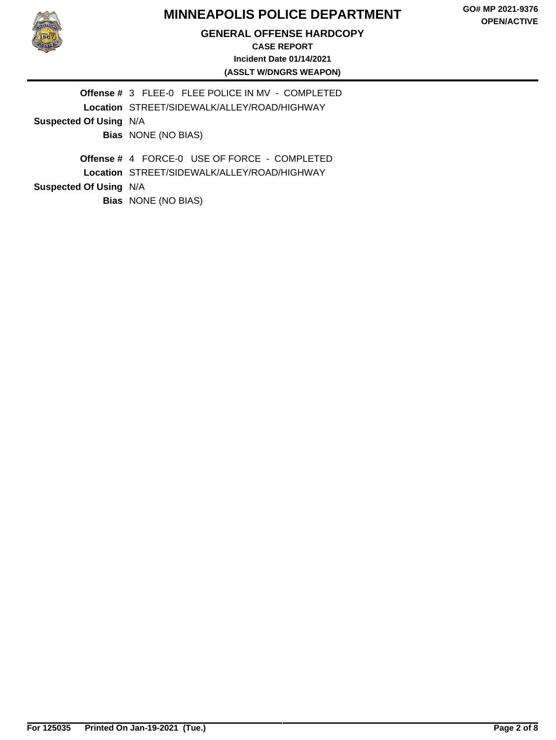**Offense #** 3 FLEE-0 FLEE POLICE IN MV - COMPLETED
**Location** STREET/SIDEWALK/ALLEY/ROAD/HIGHWAY
**Suspected Of Using** N/A
**Bias** NONE (NO BIAS)

**Offense #** 4 FORCE-0 USE OF FORCE - COMPLETED
**Location** STREET/SIDEWALK/ALLEY/ROAD/HIGHWAY
**Suspected Of Using** N/A
**Bias** NONE (NO BIAS)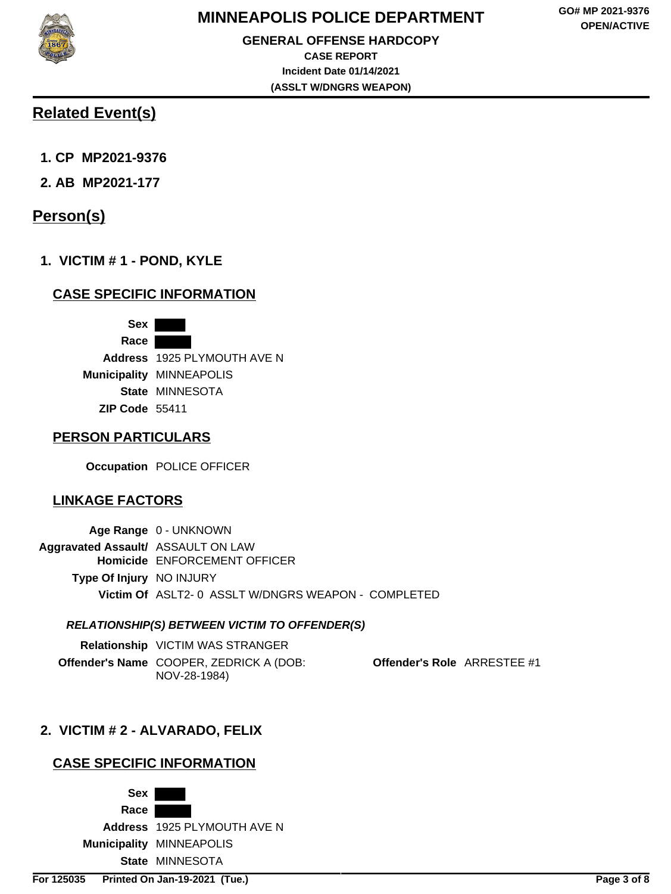# MINNEAPOLIS POLICE DEPARTMENT

**GO# MP 2021-9376**
**OPEN/ACTIVE**

**GENERAL OFFENSE HARDCOPY**
**CASE REPORT**
**Incident Date 01/14/2021**
**(ASSLT W/DNGRS WEAPON)**

## Related Event(s)

1. **CP MP2021-9376**
2. **AB MP2021-177**

## Person(s)

### 1. VICTIM # 1 - POND, KYLE

#### CASE SPECIFIC INFORMATION

**Sex** ████
**Race** ████
**Address** 1925 PLYMOUTH AVE N
**Municipality** MINNEAPOLIS
**State** MINNESOTA
**ZIP Code** 55411

#### PERSON PARTICULARS

**Occupation** POLICE OFFICER

#### LINKAGE FACTORS

**Age Range** 0 - UNKNOWN
**Aggravated Assault/ Homicide** ASSAULT ON LAW ENFORCEMENT OFFICER
**Type Of Injury** NO INJURY
**Victim Of** ASLT2- 0 ASSLT W/DNGRS WEAPON - COMPLETED

***RELATIONSHIP(S) BETWEEN VICTIM TO OFFENDER(S)***

**Relationship** VICTIM WAS STRANGER
**Offender's Name** COOPER, ZEDRICK A (DOB: NOV-28-1984) **Offender's Role** ARRESTEE #1

### 2. VICTIM # 2 - ALVARADO, FELIX

#### CASE SPECIFIC INFORMATION

**Sex** ████
**Race** ████
**Address** 1925 PLYMOUTH AVE N
**Municipality** MINNEAPOLIS
**State** MINNESOTA

For 125035 Printed On Jan-19-2021 (Tue.)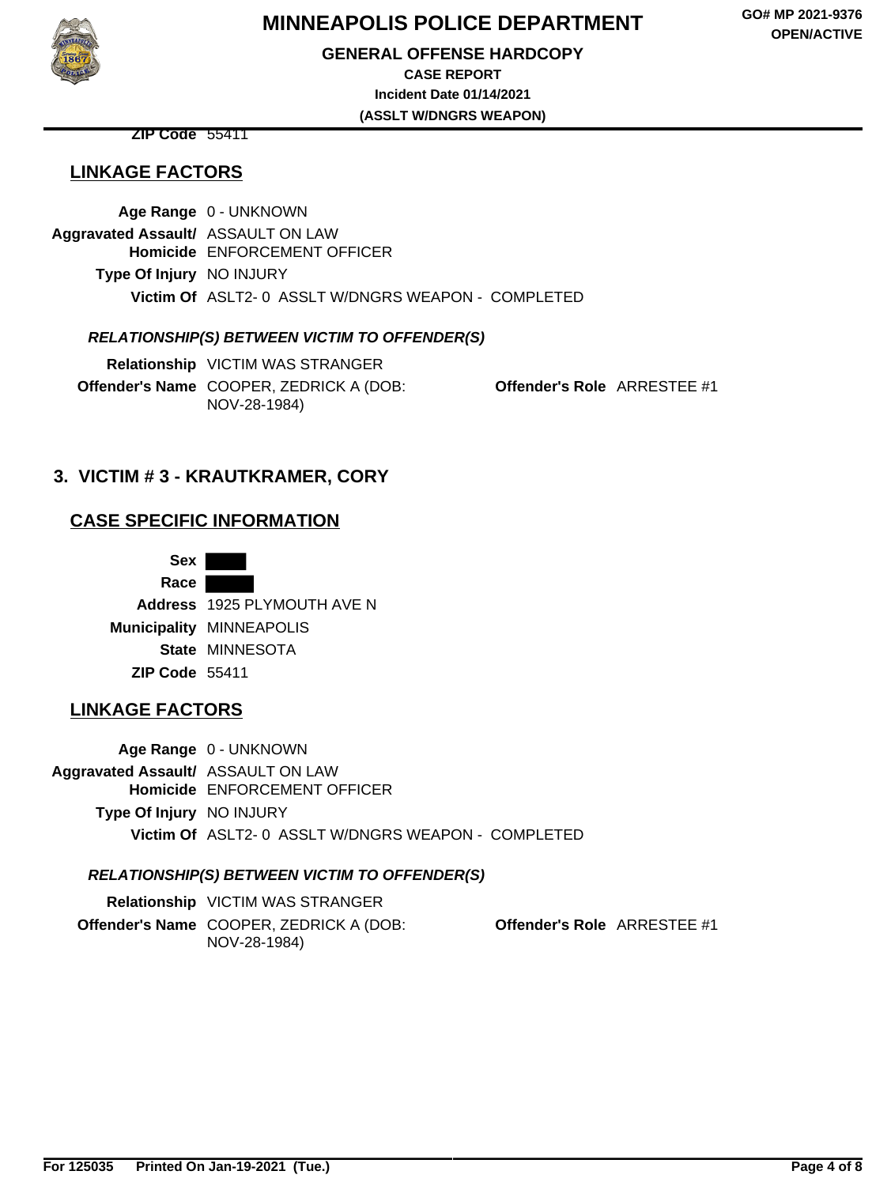**ZIP Code** 55411

## LINKAGE FACTORS

**Age Range** 0 - UNKNOWN
**Aggravated Assault/ Homicide** ASSAULT ON LAW ENFORCEMENT OFFICER
**Type Of Injury** NO INJURY
**Victim Of** ASLT2- 0 ASSLT W/DNGRS WEAPON - COMPLETED

### *RELATIONSHIP(S) BETWEEN VICTIM TO OFFENDER(S)*

**Relationship** VICTIM WAS STRANGER
**Offender's Name** COOPER, ZEDRICK A (DOB: NOV-28-1984) **Offender's Role** ARRESTEE #1

# 3. VICTIM # 3 - KRAUTKRAMER, CORY

## CASE SPECIFIC INFORMATION

**Sex** ████
**Race** ████
**Address** 1925 PLYMOUTH AVE N
**Municipality** MINNEAPOLIS
**State** MINNESOTA
**ZIP Code** 55411

## LINKAGE FACTORS

**Age Range** 0 - UNKNOWN
**Aggravated Assault/ Homicide** ASSAULT ON LAW ENFORCEMENT OFFICER
**Type Of Injury** NO INJURY
**Victim Of** ASLT2- 0 ASSLT W/DNGRS WEAPON - COMPLETED

### *RELATIONSHIP(S) BETWEEN VICTIM TO OFFENDER(S)*

**Relationship** VICTIM WAS STRANGER
**Offender's Name** COOPER, ZEDRICK A (DOB: NOV-28-1984) **Offender's Role** ARRESTEE #1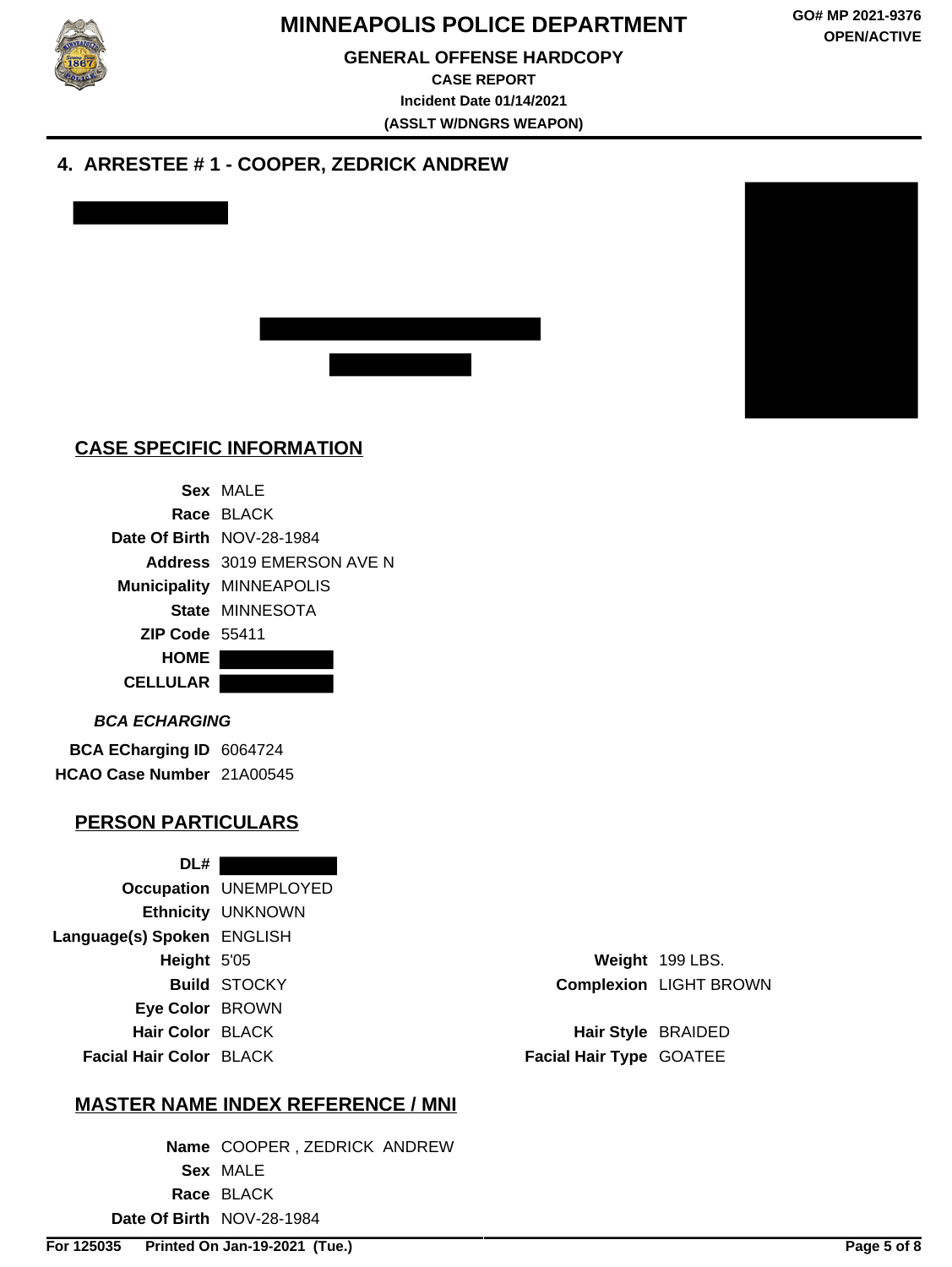## 4. ARRESTEE # 1 - COOPER, ZEDRICK ANDREW

### CASE SPECIFIC INFORMATION

| | |
|---|---|
| **Sex** | MALE |
| **Race** | BLACK |
| **Date Of Birth** | NOV-28-1984 |
| **Address** | 3019 EMERSON AVE N |
| **Municipality** | MINNEAPOLIS |
| **State** | MINNESOTA |
| **ZIP Code** | 55411 |
| **HOME** | |
| **CELLULAR** | |

***BCA ECHARGING***

| | |
|---|---|
| **BCA ECharging ID** | 6064724 |
| **HCAO Case Number** | 21A00545 |

### PERSON PARTICULARS

| | | | |
|---|---|---|---|
| **DL#** | | | |
| **Occupation** | UNEMPLOYED | | |
| **Ethnicity** | UNKNOWN | | |
| **Language(s) Spoken** | ENGLISH | | |
| **Height** | 5'05 | **Weight** | 199 LBS. |
| **Build** | STOCKY | **Complexion** | LIGHT BROWN |
| **Eye Color** | BROWN | | |
| **Hair Color** | BLACK | **Hair Style** | BRAIDED |
| **Facial Hair Color** | BLACK | **Facial Hair Type** | GOATEE |

### MASTER NAME INDEX REFERENCE / MNI

| | |
|---|---|
| **Name** | COOPER , ZEDRICK ANDREW |
| **Sex** | MALE |
| **Race** | BLACK |
| **Date Of Birth** | NOV-28-1984 |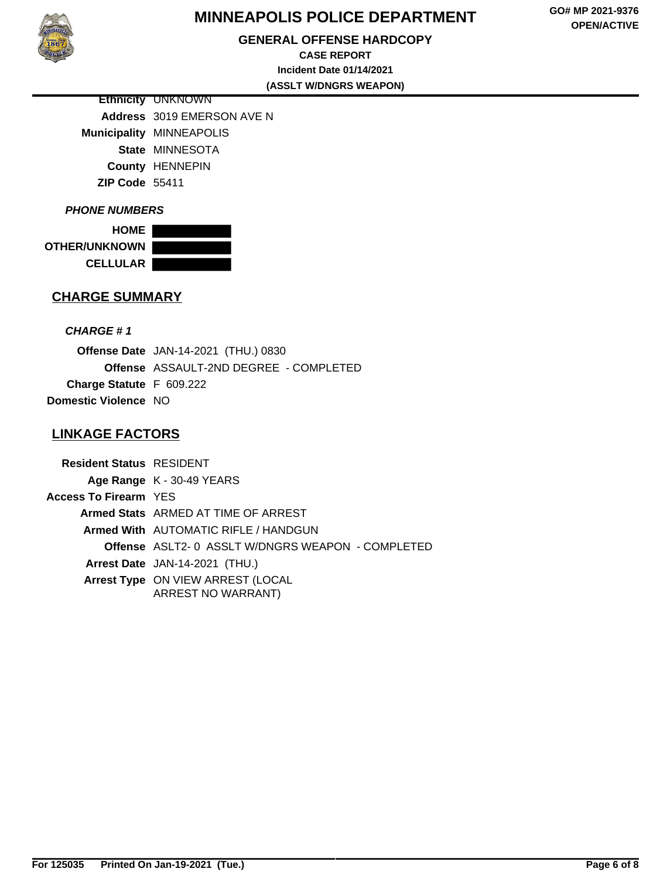**Ethnicity** UNKNOWN
**Address** 3019 EMERSON AVE N
**Municipality** MINNEAPOLIS
**State** MINNESOTA
**County** HENNEPIN
**ZIP Code** 55411

***PHONE NUMBERS***

**HOME**
**OTHER/UNKNOWN**
**CELLULAR**

## CHARGE SUMMARY

***CHARGE # 1***

**Offense Date** JAN-14-2021 (THU.) 0830
**Offense** ASSAULT-2ND DEGREE - COMPLETED
**Charge Statute** F 609.222
**Domestic Violence** NO

## LINKAGE FACTORS

**Resident Status** RESIDENT
**Age Range** K - 30-49 YEARS
**Access To Firearm** YES
**Armed Stats** ARMED AT TIME OF ARREST
**Armed With** AUTOMATIC RIFLE / HANDGUN
**Offense** ASLT2- 0 ASSLT W/DNGRS WEAPON - COMPLETED
**Arrest Date** JAN-14-2021 (THU.)
**Arrest Type** ON VIEW ARREST (LOCAL ARREST NO WARRANT)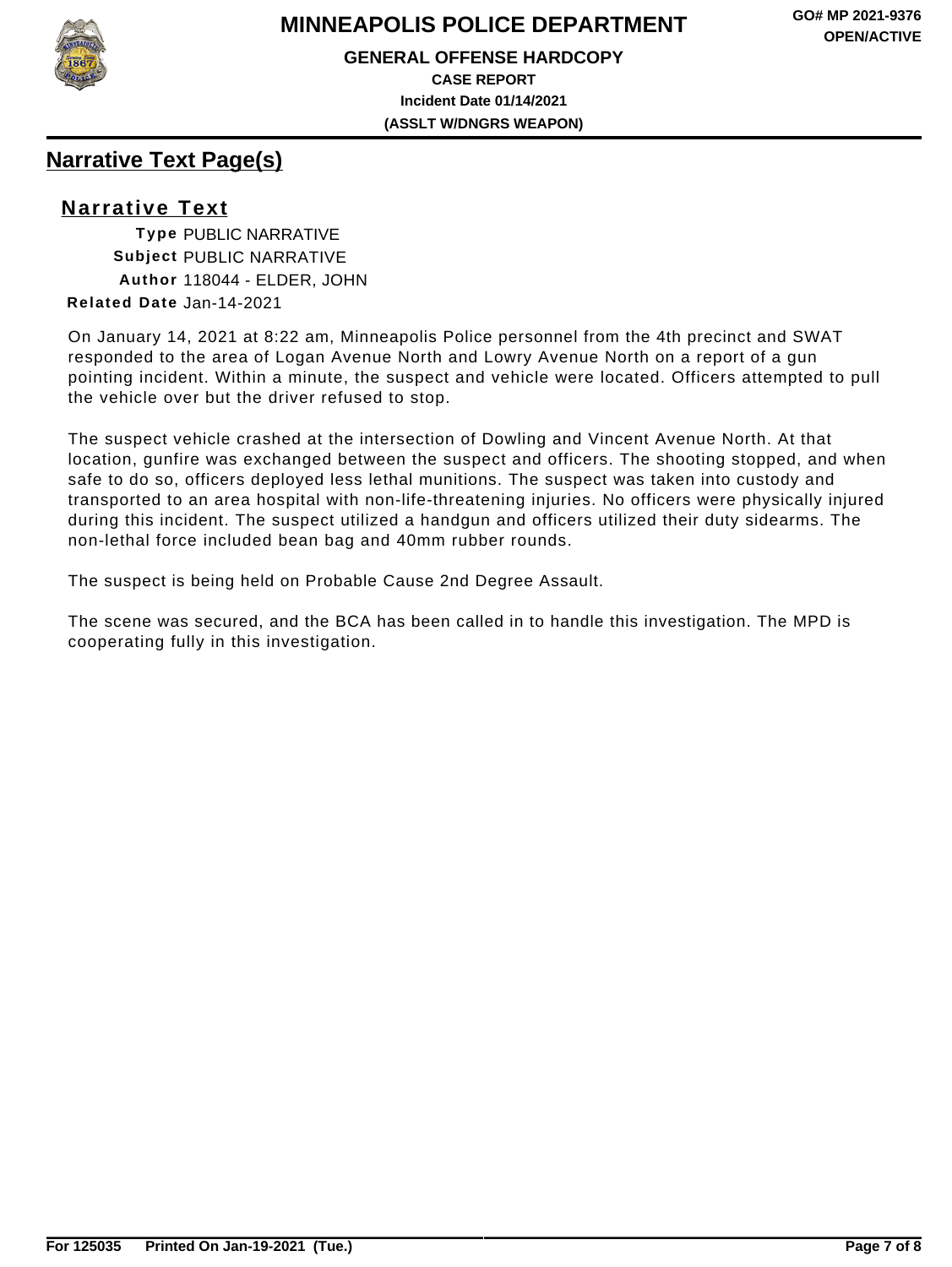## Narrative Text Page(s)

### Narrative Text

**Type** PUBLIC NARRATIVE
**Subject** PUBLIC NARRATIVE
**Author** 118044 - ELDER, JOHN
**Related Date** Jan-14-2021

On January 14, 2021 at 8:22 am, Minneapolis Police personnel from the 4th precinct and SWAT responded to the area of Logan Avenue North and Lowry Avenue North on a report of a gun pointing incident. Within a minute, the suspect and vehicle were located. Officers attempted to pull the vehicle over but the driver refused to stop.

The suspect vehicle crashed at the intersection of Dowling and Vincent Avenue North. At that location, gunfire was exchanged between the suspect and officers. The shooting stopped, and when safe to do so, officers deployed less lethal munitions. The suspect was taken into custody and transported to an area hospital with non-life-threatening injuries. No officers were physically injured during this incident. The suspect utilized a handgun and officers utilized their duty sidearms. The non-lethal force included bean bag and 40mm rubber rounds.

The suspect is being held on Probable Cause 2nd Degree Assault.

The scene was secured, and the BCA has been called in to handle this investigation. The MPD is cooperating fully in this investigation.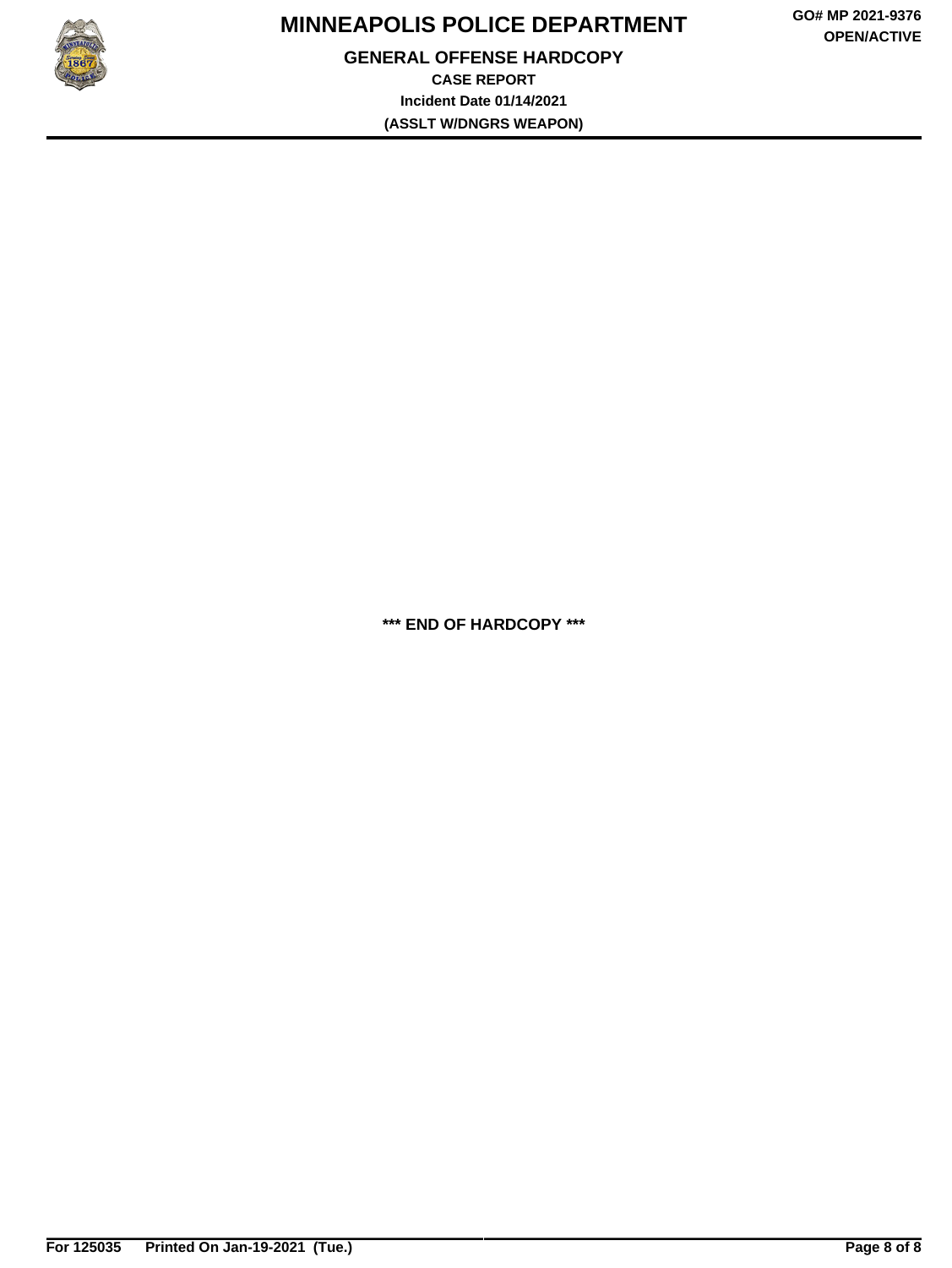*** END OF HARDCOPY ***